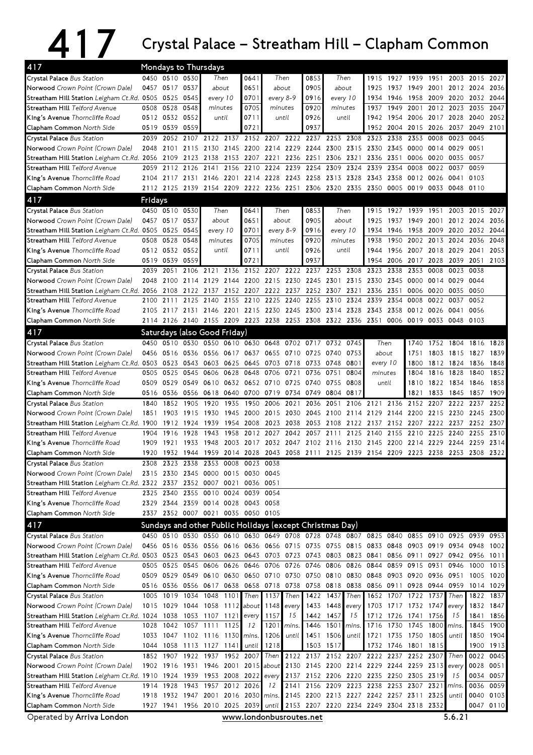# 417 Crystal Palace – Streatham Hill – Clapham Common

## Mondays to Thursdays

| 417 | | | | | | | | | | | | | | | | | |
|---|---|---|---|---|---|---|---|---|---|---|---|---|---|---|---|---|---|
| Crystal Palace *Bus Station* | 0450 | 0510 | 0530 | Then | 0641 | Then | 0853 | Then | 1915 | 1927 | 1939 | 1951 | 2003 | 2015 | 2027 |
| Norwood *Crown Point (Crown Dale)* | 0457 | 0517 | 0537 | about | 0651 | about | 0905 | about | 1925 | 1937 | 1949 | 2001 | 2012 | 2024 | 2036 |
| Streatham Hill Station *Leigham Ct.Rd.* | 0505 | 0525 | 0545 | every 10 | 0701 | every 8-9 | 0916 | every 10 | 1934 | 1946 | 1958 | 2009 | 2020 | 2032 | 2044 |
| Streatham Hill *Telford Avenue* | 0508 | 0528 | 0548 | minutes | 0705 | minutes | 0920 | minutes | 1937 | 1949 | 2001 | 2012 | 2023 | 2035 | 2047 |
| King's Avenue *Thorncliffe Road* | 0512 | 0532 | 0552 | until | 0711 | until | 0926 | until | 1942 | 1954 | 2006 | 2017 | 2028 | 2040 | 2052 |
| Clapham Common *North Side* | 0519 | 0539 | 0559 | | 0721 | | 0937 | | 1952 | 2004 | 2015 | 2026 | 2037 | 2049 | 2101 |

| | | | | | | | | | | | | | | | | | |
|---|---|---|---|---|---|---|---|---|---|---|---|---|---|---|---|---|---|
| Crystal Palace *Bus Station* | 2039 | 2052 | 2107 | 2122 | 2137 | 2152 | 2207 | 2222 | 2237 | 2253 | 2308 | 2323 | 2338 | 2353 | 0008 | 0023 | 0045 |
| Norwood *Crown Point (Crown Dale)* | 2048 | 2101 | 2115 | 2130 | 2145 | 2200 | 2214 | 2229 | 2244 | 2300 | 2315 | 2330 | 2345 | 0000 | 0014 | 0029 | 0051 |
| Streatham Hill Station *Leigham Ct.Rd.* | 2056 | 2109 | 2123 | 2138 | 2153 | 2207 | 2221 | 2236 | 2251 | 2306 | 2321 | 2336 | 2351 | 0006 | 0020 | 0035 | 0057 |
| Streatham Hill *Telford Avenue* | 2059 | 2112 | 2126 | 2141 | 2156 | 2210 | 2224 | 2239 | 2254 | 2309 | 2324 | 2339 | 2354 | 0008 | 0022 | 0037 | 0059 |
| King's Avenue *Thorncliffe Road* | 2104 | 2117 | 2131 | 2146 | 2201 | 2214 | 2228 | 2243 | 2258 | 2313 | 2328 | 2343 | 2358 | 0012 | 0026 | 0041 | 0103 |
| Clapham Common *North Side* | 2112 | 2125 | 2139 | 2154 | 2209 | 2222 | 2236 | 2251 | 2306 | 2320 | 2335 | 2350 | 0005 | 0019 | 0033 | 0048 | 0110 |

## Fridays

| 417 | | | | | | | | | | | | | | | |
|---|---|---|---|---|---|---|---|---|---|---|---|---|---|---|---|
| Crystal Palace *Bus Station* | 0450 | 0510 | 0530 | Then | 0641 | Then | 0853 | Then | 1915 | 1927 | 1939 | 1951 | 2003 | 2015 | 2027 |
| Norwood *Crown Point (Crown Dale)* | 0457 | 0517 | 0537 | about | 0651 | about | 0905 | about | 1925 | 1937 | 1949 | 2001 | 2012 | 2024 | 2036 |
| Streatham Hill Station *Leigham Ct.Rd.* | 0505 | 0525 | 0545 | every 10 | 0701 | every 8-9 | 0916 | every 10 | 1934 | 1946 | 1958 | 2009 | 2020 | 2032 | 2044 |
| Streatham Hill *Telford Avenue* | 0508 | 0528 | 0548 | minutes | 0705 | minutes | 0920 | minutes | 1938 | 1950 | 2002 | 2013 | 2024 | 2036 | 2048 |
| King's Avenue *Thorncliffe Road* | 0512 | 0532 | 0552 | until | 0711 | until | 0926 | until | 1944 | 1956 | 2007 | 2018 | 2029 | 2041 | 2053 |
| Clapham Common *North Side* | 0519 | 0539 | 0559 | | 0721 | | 0937 | | 1954 | 2006 | 2017 | 2028 | 2039 | 2051 | 2103 |

| | | | | | | | | | | | | | | | | | |
|---|---|---|---|---|---|---|---|---|---|---|---|---|---|---|---|---|---|
| Crystal Palace *Bus Station* | 2039 | 2051 | 2106 | 2121 | 2136 | 2152 | 2207 | 2222 | 2237 | 2253 | 2308 | 2323 | 2338 | 2353 | 0008 | 0023 | 0038 |
| Norwood *Crown Point (Crown Dale)* | 2048 | 2100 | 2114 | 2129 | 2144 | 2200 | 2215 | 2230 | 2245 | 2301 | 2315 | 2330 | 2345 | 0000 | 0014 | 0029 | 0044 |
| Streatham Hill Station *Leigham Ct.Rd.* | 2056 | 2108 | 2122 | 2137 | 2152 | 2207 | 2222 | 2237 | 2252 | 2307 | 2321 | 2336 | 2351 | 0006 | 0020 | 0035 | 0050 |
| Streatham Hill *Telford Avenue* | 2100 | 2111 | 2125 | 2140 | 2155 | 2210 | 2225 | 2240 | 2255 | 2310 | 2324 | 2339 | 2354 | 0008 | 0022 | 0037 | 0052 |
| King's Avenue *Thorncliffe Road* | 2105 | 2117 | 2131 | 2146 | 2201 | 2215 | 2230 | 2245 | 2300 | 2314 | 2328 | 2343 | 2358 | 0012 | 0026 | 0041 | 0056 |
| Clapham Common *North Side* | 2114 | 2126 | 2140 | 2155 | 2209 | 2223 | 2238 | 2253 | 2308 | 2322 | 2336 | 2351 | 0006 | 0019 | 0033 | 0048 | 0103 |

## Saturdays (also Good Friday)

| 417 | | | | | | | | | | | | | | | | | |
|---|---|---|---|---|---|---|---|---|---|---|---|---|---|---|---|---|---|
| Crystal Palace *Bus Station* | 0450 | 0510 | 0530 | 0550 | 0610 | 0630 | 0648 | 0702 | 0717 | 0732 | 0745 | Then | 1740 | 1752 | 1804 | 1816 | 1828 |
| Norwood *Crown Point (Crown Dale)* | 0456 | 0516 | 0536 | 0556 | 0617 | 0637 | 0655 | 0710 | 0725 | 0740 | 0753 | about | 1751 | 1803 | 1815 | 1827 | 1839 |
| Streatham Hill Station *Leigham Ct.Rd.* | 0503 | 0523 | 0543 | 0603 | 0625 | 0645 | 0703 | 0718 | 0733 | 0748 | 0801 | every 10 | 1800 | 1812 | 1824 | 1836 | 1848 |
| Streatham Hill *Telford Avenue* | 0505 | 0525 | 0545 | 0606 | 0628 | 0648 | 0706 | 0721 | 0736 | 0751 | 0804 | minutes | 1804 | 1816 | 1828 | 1840 | 1852 |
| King's Avenue *Thorncliffe Road* | 0509 | 0529 | 0549 | 0610 | 0632 | 0652 | 0710 | 0725 | 0740 | 0755 | 0808 | until | 1810 | 1822 | 1834 | 1846 | 1858 |
| Clapham Common *North Side* | 0516 | 0536 | 0556 | 0618 | 0640 | 0700 | 0719 | 0734 | 0749 | 0804 | 0817 | | 1821 | 1833 | 1845 | 1857 | 1909 |

| | | | | | | | | | | | | | | | | | |
|---|---|---|---|---|---|---|---|---|---|---|---|---|---|---|---|---|---|
| Crystal Palace *Bus Station* | 1840 | 1852 | 1905 | 1920 | 1935 | 1950 | 2006 | 2021 | 2036 | 2051 | 2106 | 2121 | 2136 | 2152 | 2207 | 2222 | 2237 | 2252 |
| Norwood *Crown Point (Crown Dale)* | 1851 | 1903 | 1915 | 1930 | 1945 | 2000 | 2015 | 2030 | 2045 | 2100 | 2114 | 2129 | 2144 | 2200 | 2215 | 2230 | 2245 | 2300 |
| Streatham Hill Station *Leigham Ct.Rd.* | 1900 | 1912 | 1924 | 1939 | 1954 | 2008 | 2023 | 2038 | 2053 | 2108 | 2122 | 2137 | 2152 | 2207 | 2222 | 2237 | 2252 | 2307 |
| Streatham Hill *Telford Avenue* | 1904 | 1916 | 1928 | 1943 | 1958 | 2012 | 2027 | 2042 | 2057 | 2111 | 2125 | 2140 | 2155 | 2210 | 2225 | 2240 | 2255 | 2310 |
| King's Avenue *Thorncliffe Road* | 1909 | 1921 | 1933 | 1948 | 2003 | 2017 | 2032 | 2047 | 2102 | 2116 | 2130 | 2145 | 2200 | 2214 | 2229 | 2244 | 2259 | 2314 |
| Clapham Common *North Side* | 1920 | 1932 | 1944 | 1959 | 2014 | 2028 | 2043 | 2058 | 2111 | 2125 | 2139 | 2154 | 2209 | 2223 | 2238 | 2253 | 2308 | 2322 |

| | | | | | | | |
|---|---|---|---|---|---|---|---|
| Crystal Palace *Bus Station* | 2308 | 2323 | 2338 | 2353 | 0008 | 0023 | 0038 |
| Norwood *Crown Point (Crown Dale)* | 2315 | 2330 | 2345 | 0000 | 0015 | 0030 | 0045 |
| Streatham Hill Station *Leigham Ct.Rd.* | 2322 | 2337 | 2352 | 0007 | 0021 | 0036 | 0051 |
| Streatham Hill *Telford Avenue* | 2325 | 2340 | 2355 | 0010 | 0024 | 0039 | 0054 |
| King's Avenue *Thorncliffe Road* | 2329 | 2344 | 2359 | 0014 | 0028 | 0043 | 0058 |
| Clapham Common *North Side* | 2337 | 2352 | 0007 | 0021 | 0035 | 0050 | 0105 |

## Sundays and other Public Holidays (except Christmas Day)

| 417 | | | | | | | | | | | | | | | | | | |
|---|---|---|---|---|---|---|---|---|---|---|---|---|---|---|---|---|---|---|
| Crystal Palace *Bus Station* | 0450 | 0510 | 0530 | 0550 | 0610 | 0630 | 0649 | 0708 | 0728 | 0748 | 0807 | 0825 | 0840 | 0855 | 0910 | 0925 | 0939 | 0953 |
| Norwood *Crown Point (Crown Dale)* | 0456 | 0516 | 0536 | 0556 | 0616 | 0636 | 0656 | 0715 | 0735 | 0755 | 0815 | 0833 | 0848 | 0903 | 0919 | 0934 | 0948 | 1002 |
| Streatham Hill Station *Leigham Ct.Rd.* | 0503 | 0523 | 0543 | 0603 | 0623 | 0643 | 0703 | 0723 | 0743 | 0803 | 0823 | 0841 | 0856 | 0911 | 0927 | 0942 | 0956 | 1011 |
| Streatham Hill *Telford Avenue* | 0505 | 0525 | 0545 | 0606 | 0626 | 0646 | 0706 | 0726 | 0746 | 0806 | 0826 | 0844 | 0859 | 0915 | 0931 | 0946 | 1000 | 1015 |
| King's Avenue *Thorncliffe Road* | 0509 | 0529 | 0549 | 0610 | 0630 | 0650 | 0710 | 0730 | 0750 | 0810 | 0830 | 0848 | 0903 | 0920 | 0936 | 0951 | 1005 | 1020 |
| Clapham Common *North Side* | 0516 | 0536 | 0556 | 0617 | 0638 | 0658 | 0718 | 0738 | 0758 | 0818 | 0838 | 0856 | 0911 | 0928 | 0944 | 0959 | 1014 | 1029 |

| | | | | | | | | | | | | | | | | | | |
|---|---|---|---|---|---|---|---|---|---|---|---|---|---|---|---|---|---|---|
| Crystal Palace *Bus Station* | 1005 | 1019 | 1034 | 1048 | 1101 | Then | 1137 | Then | 1422 | 1437 | Then | 1652 | 1707 | 1722 | 1737 | Then | 1822 | 1837 |
| Norwood *Crown Point (Crown Dale)* | 1015 | 1029 | 1044 | 1058 | 1112 | about | 1148 | every | 1433 | 1448 | every | 1703 | 1717 | 1732 | 1747 | every | 1832 | 1847 |
| Streatham Hill Station *Leigham Ct.Rd.* | 1024 | 1038 | 1053 | 1107 | 1121 | every | 1157 | 15 | 1442 | 1457 | 15 | 1712 | 1726 | 1741 | 1756 | 15 | 1841 | 1856 |
| Streatham Hill *Telford Avenue* | 1028 | 1042 | 1057 | 1111 | 1125 | 12 | 1201 | mins. | 1446 | 1501 | mins. | 1716 | 1730 | 1745 | 1800 | mins. | 1845 | 1900 |
| King's Avenue *Thorncliffe Road* | 1033 | 1047 | 1102 | 1116 | 1130 | mins. | 1206 | until | 1451 | 1506 | until | 1721 | 1735 | 1750 | 1805 | until | 1850 | 1904 |
| Clapham Common *North Side* | 1044 | 1058 | 1113 | 1127 | 1141 | until | 1218 | | 1503 | 1517 | | 1732 | 1746 | 1801 | 1815 | | 1900 | 1913 |

| | | | | | | | | | | | | | | | | | |
|---|---|---|---|---|---|---|---|---|---|---|---|---|---|---|---|---|---|
| Crystal Palace *Bus Station* | 1852 | 1907 | 1922 | 1937 | 1952 | 2007 | Then | 2122 | 2137 | 2152 | 2207 | 2222 | 2237 | 2252 | 2307 | Then | 0022 | 0045 |
| Norwood *Crown Point (Crown Dale)* | 1902 | 1916 | 1931 | 1946 | 2001 | 2015 | about | 2130 | 2145 | 2200 | 2214 | 2229 | 2244 | 2259 | 2313 | every | 0028 | 0051 |
| Streatham Hill Station *Leigham Ct.Rd.* | 1910 | 1924 | 1939 | 1953 | 2008 | 2022 | every | 2137 | 2152 | 2206 | 2220 | 2235 | 2250 | 2305 | 2319 | 15 | 0034 | 0057 |
| Streatham Hill *Telford Avenue* | 1914 | 1928 | 1943 | 1957 | 2012 | 2026 | 12 | 2141 | 2156 | 2209 | 2223 | 2238 | 2253 | 2307 | 2321 | mins. | 0036 | 0059 |
| King's Avenue *Thorncliffe Road* | 1918 | 1932 | 1947 | 2001 | 2016 | 2030 | mins. | 2145 | 2200 | 2213 | 2227 | 2242 | 2257 | 2311 | 2325 | until | 0040 | 0103 |
| Clapham Common *North Side* | 1927 | 1941 | 1956 | 2010 | 2025 | 2039 | until | 2153 | 2207 | 2220 | 2234 | 2249 | 2304 | 2318 | 2332 | | 0047 | 0110 |

Operated by **Arriva London** www.londonbusroutes.net 5.6.21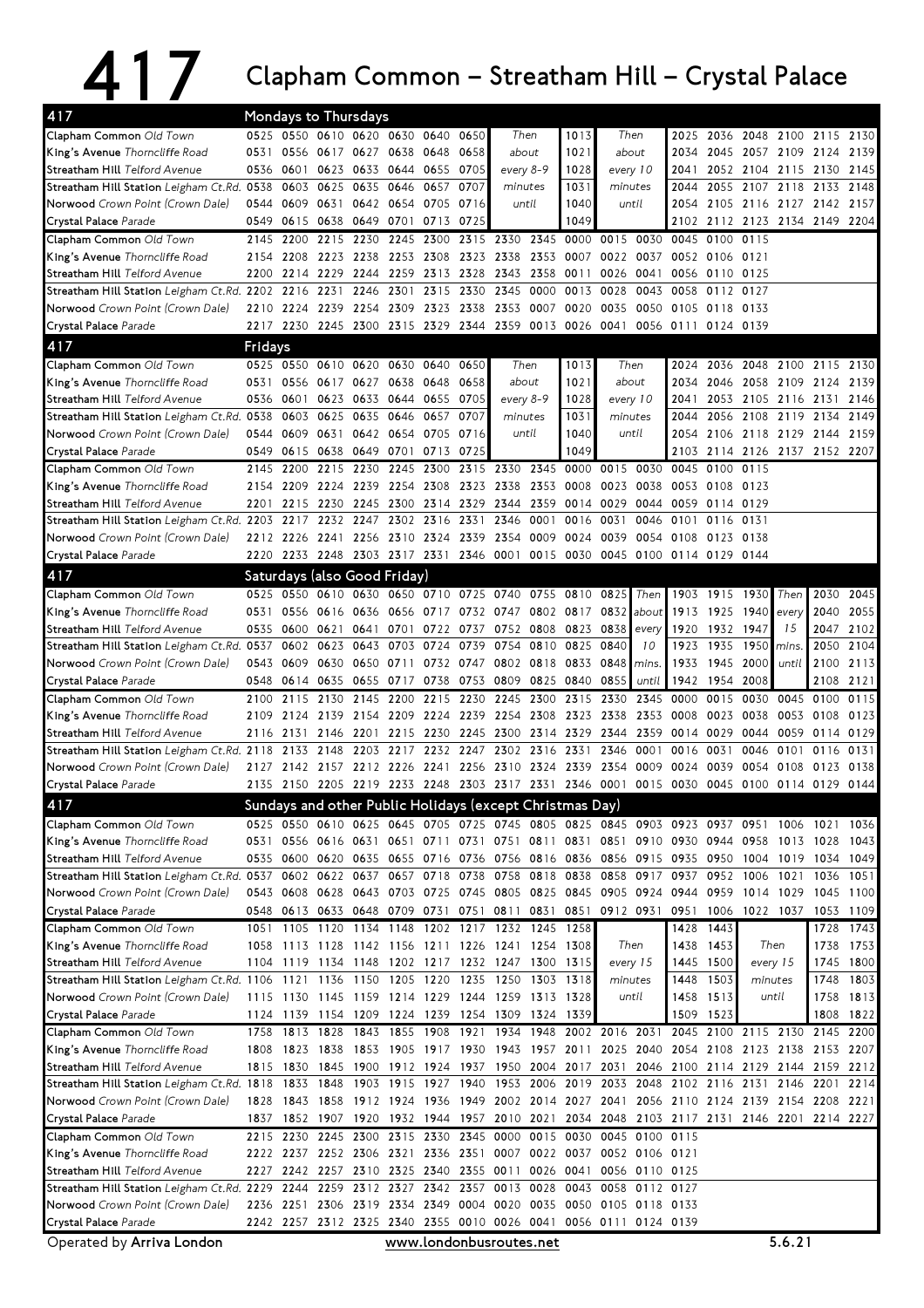# 417 Clapham Common – Streatham Hill – Crystal Palace

## Mondays to Thursdays

| | | | | | | | | | | | | | | | | | | |
|---|---|---|---|---|---|---|---|---|---|---|---|---|---|---|---|---|---|---|
| Clapham Common Old Town | 0525 | 0550 | 0610 | 0620 | 0630 | 0640 | 0650 | Then | 1013 | Then | 2025 | 2036 | 2048 | 2100 | 2115 | 2130 |
| King's Avenue Thorncliffe Road | 0531 | 0556 | 0617 | 0627 | 0638 | 0648 | 0658 | about | 1021 | about | 2034 | 2045 | 2057 | 2109 | 2124 | 2139 |
| Streatham Hill Telford Avenue | 0536 | 0601 | 0623 | 0633 | 0644 | 0655 | 0705 | every 8-9 | 1028 | every 10 | 2041 | 2052 | 2104 | 2115 | 2130 | 2145 |
| Streatham Hill Station Leigham Ct.Rd. | 0538 | 0603 | 0625 | 0635 | 0646 | 0657 | 0707 | minutes | 1031 | minutes | 2044 | 2055 | 2107 | 2118 | 2133 | 2148 |
| Norwood Crown Point (Crown Dale) | 0544 | 0609 | 0631 | 0642 | 0654 | 0705 | 0716 | until | 1040 | until | 2054 | 2105 | 2116 | 2127 | 2142 | 2157 |
| Crystal Palace Parade | 0549 | 0615 | 0638 | 0649 | 0701 | 0713 | 0725 | | 1049 | | 2102 | 2112 | 2123 | 2134 | 2149 | 2204 |

| | | | | | | | | | | | | | | | |
|---|---|---|---|---|---|---|---|---|---|---|---|---|---|---|---|
| Clapham Common Old Town | 2145 | 2200 | 2215 | 2230 | 2245 | 2300 | 2315 | 2330 | 2345 | 0000 | 0015 | 0030 | 0045 | 0100 | 0115 |
| King's Avenue Thorncliffe Road | 2154 | 2208 | 2223 | 2238 | 2253 | 2308 | 2323 | 2338 | 2353 | 0007 | 0022 | 0037 | 0052 | 0106 | 0121 |
| Streatham Hill Telford Avenue | 2200 | 2214 | 2229 | 2244 | 2259 | 2313 | 2328 | 2343 | 2358 | 0011 | 0026 | 0041 | 0056 | 0110 | 0125 |
| Streatham Hill Station Leigham Ct.Rd. | 2202 | 2216 | 2231 | 2246 | 2301 | 2315 | 2330 | 2345 | 0000 | 0013 | 0028 | 0043 | 0058 | 0112 | 0127 |
| Norwood Crown Point (Crown Dale) | 2210 | 2224 | 2239 | 2254 | 2309 | 2323 | 2338 | 2353 | 0007 | 0020 | 0035 | 0050 | 0105 | 0118 | 0133 |
| Crystal Palace Parade | 2217 | 2230 | 2245 | 2300 | 2315 | 2329 | 2344 | 2359 | 0013 | 0026 | 0041 | 0056 | 0111 | 0124 | 0139 |

## Fridays

| | | | | | | | | | | | | | | | | |
|---|---|---|---|---|---|---|---|---|---|---|---|---|---|---|---|---|
| Clapham Common Old Town | 0525 | 0550 | 0610 | 0620 | 0630 | 0640 | 0650 | Then | 1013 | Then | 2024 | 2036 | 2048 | 2100 | 2115 | 2130 |
| King's Avenue Thorncliffe Road | 0531 | 0556 | 0617 | 0627 | 0638 | 0648 | 0658 | about | 1021 | about | 2034 | 2046 | 2058 | 2109 | 2124 | 2139 |
| Streatham Hill Telford Avenue | 0536 | 0601 | 0623 | 0633 | 0644 | 0655 | 0705 | every 8-9 | 1028 | every 10 | 2041 | 2053 | 2105 | 2116 | 2131 | 2146 |
| Streatham Hill Station Leigham Ct.Rd. | 0538 | 0603 | 0625 | 0635 | 0646 | 0657 | 0707 | minutes | 1031 | minutes | 2044 | 2056 | 2108 | 2119 | 2134 | 2149 |
| Norwood Crown Point (Crown Dale) | 0544 | 0609 | 0631 | 0642 | 0654 | 0705 | 0716 | until | 1040 | until | 2054 | 2106 | 2118 | 2129 | 2144 | 2159 |
| Crystal Palace Parade | 0549 | 0615 | 0638 | 0649 | 0701 | 0713 | 0725 | | 1049 | | 2103 | 2114 | 2126 | 2137 | 2152 | 2207 |

| | | | | | | | | | | | | | | | |
|---|---|---|---|---|---|---|---|---|---|---|---|---|---|---|---|
| Clapham Common Old Town | 2145 | 2200 | 2215 | 2230 | 2245 | 2300 | 2315 | 2330 | 2345 | 0000 | 0015 | 0030 | 0045 | 0100 | 0115 |
| King's Avenue Thorncliffe Road | 2154 | 2209 | 2224 | 2239 | 2254 | 2308 | 2323 | 2338 | 2353 | 0008 | 0023 | 0038 | 0053 | 0108 | 0123 |
| Streatham Hill Telford Avenue | 2201 | 2215 | 2230 | 2245 | 2300 | 2314 | 2329 | 2344 | 2359 | 0014 | 0029 | 0044 | 0059 | 0114 | 0129 |
| Streatham Hill Station Leigham Ct.Rd. | 2203 | 2217 | 2232 | 2247 | 2302 | 2316 | 2331 | 2346 | 0001 | 0016 | 0031 | 0046 | 0101 | 0116 | 0131 |
| Norwood Crown Point (Crown Dale) | 2212 | 2226 | 2241 | 2256 | 2310 | 2324 | 2339 | 2354 | 0009 | 0024 | 0039 | 0054 | 0108 | 0123 | 0138 |
| Crystal Palace Parade | 2220 | 2233 | 2248 | 2303 | 2317 | 2331 | 2346 | 0001 | 0015 | 0030 | 0045 | 0100 | 0114 | 0129 | 0144 |

## Saturdays (also Good Friday)

| | | | | | | | | | | | | | | | | | |
|---|---|---|---|---|---|---|---|---|---|---|---|---|---|---|---|---|---|
| Clapham Common Old Town | 0525 | 0550 | 0610 | 0630 | 0650 | 0710 | 0725 | 0740 | 0755 | 0810 | 0825 | Then | 1903 | 1915 | 1930 | Then | 2030 | 2045 |
| King's Avenue Thorncliffe Road | 0531 | 0556 | 0616 | 0636 | 0656 | 0717 | 0732 | 0747 | 0802 | 0817 | 0832 | about | 1913 | 1925 | 1940 | every | 2040 | 2055 |
| Streatham Hill Telford Avenue | 0535 | 0600 | 0621 | 0641 | 0701 | 0722 | 0737 | 0752 | 0808 | 0823 | 0838 | every | 1920 | 1932 | 1947 | 15 | 2047 | 2102 |
| Streatham Hill Station Leigham Ct.Rd. | 0537 | 0602 | 0623 | 0643 | 0703 | 0724 | 0739 | 0754 | 0810 | 0825 | 0840 | 10 | 1923 | 1935 | 1950 | mins. | 2050 | 2104 |
| Norwood Crown Point (Crown Dale) | 0543 | 0609 | 0630 | 0650 | 0711 | 0732 | 0747 | 0802 | 0818 | 0833 | 0848 | mins. | 1933 | 1945 | 2000 | until | 2100 | 2113 |
| Crystal Palace Parade | 0548 | 0614 | 0635 | 0655 | 0717 | 0738 | 0753 | 0809 | 0825 | 0840 | 0855 | until | 1942 | 1954 | 2008 | | 2108 | 2121 |

| | | | | | | | | | | | | | | | | | |
|---|---|---|---|---|---|---|---|---|---|---|---|---|---|---|---|---|---|
| Clapham Common Old Town | 2100 | 2115 | 2130 | 2145 | 2200 | 2215 | 2230 | 2245 | 2300 | 2315 | 2330 | 2345 | 0000 | 0015 | 0030 | 0045 | 0100 | 0115 |
| King's Avenue Thorncliffe Road | 2109 | 2124 | 2139 | 2154 | 2209 | 2224 | 2239 | 2254 | 2308 | 2323 | 2338 | 2353 | 0008 | 0023 | 0038 | 0053 | 0108 | 0123 |
| Streatham Hill Telford Avenue | 2116 | 2131 | 2146 | 2201 | 2215 | 2230 | 2245 | 2300 | 2314 | 2329 | 2344 | 2359 | 0014 | 0029 | 0044 | 0059 | 0114 | 0129 |
| Streatham Hill Station Leigham Ct.Rd. | 2118 | 2133 | 2148 | 2203 | 2217 | 2232 | 2247 | 2302 | 2316 | 2331 | 2346 | 0001 | 0016 | 0031 | 0046 | 0101 | 0116 | 0131 |
| Norwood Crown Point (Crown Dale) | 2127 | 2142 | 2157 | 2212 | 2226 | 2241 | 2256 | 2310 | 2324 | 2339 | 2354 | 0009 | 0024 | 0039 | 0054 | 0108 | 0123 | 0138 |
| Crystal Palace Parade | 2135 | 2150 | 2205 | 2219 | 2233 | 2248 | 2303 | 2317 | 2331 | 2346 | 0001 | 0015 | 0030 | 0045 | 0100 | 0114 | 0129 | 0144 |

## Sundays and other Public Holidays (except Christmas Day)

| | | | | | | | | | | | | | | | | | |
|---|---|---|---|---|---|---|---|---|---|---|---|---|---|---|---|---|---|
| Clapham Common Old Town | 0525 | 0550 | 0610 | 0625 | 0645 | 0705 | 0725 | 0745 | 0805 | 0825 | 0845 | 0903 | 0923 | 0937 | 0951 | 1006 | 1021 | 1036 |
| King's Avenue Thorncliffe Road | 0531 | 0556 | 0616 | 0631 | 0651 | 0711 | 0731 | 0751 | 0811 | 0831 | 0851 | 0910 | 0930 | 0944 | 0958 | 1013 | 1028 | 1043 |
| Streatham Hill Telford Avenue | 0535 | 0600 | 0620 | 0635 | 0655 | 0716 | 0736 | 0756 | 0816 | 0836 | 0856 | 0915 | 0935 | 0950 | 1004 | 1019 | 1034 | 1049 |
| Streatham Hill Station Leigham Ct.Rd. | 0537 | 0602 | 0622 | 0637 | 0657 | 0718 | 0738 | 0758 | 0818 | 0838 | 0858 | 0917 | 0937 | 0952 | 1006 | 1021 | 1036 | 1051 |
| Norwood Crown Point (Crown Dale) | 0543 | 0608 | 0628 | 0643 | 0703 | 0725 | 0745 | 0805 | 0825 | 0845 | 0905 | 0924 | 0944 | 0959 | 1014 | 1029 | 1045 | 1100 |
| Crystal Palace Parade | 0548 | 0613 | 0633 | 0648 | 0709 | 0731 | 0751 | 0811 | 0831 | 0851 | 0912 | 0931 | 0951 | 1006 | 1022 | 1037 | 1053 | 1109 |

| | | | | | | | | | | | | | | | |
|---|---|---|---|---|---|---|---|---|---|---|---|---|---|---|---|
| Clapham Common Old Town | 1051 | 1105 | 1120 | 1134 | 1148 | 1202 | 1217 | 1232 | 1245 | 1258 | Then | 1428 | 1443 | Then | 1728 | 1743 |
| King's Avenue Thorncliffe Road | 1058 | 1113 | 1128 | 1142 | 1156 | 1211 | 1226 | 1241 | 1254 | 1308 | every 15 | 1438 | 1453 | every 15 | 1738 | 1753 |
| Streatham Hill Telford Avenue | 1104 | 1119 | 1134 | 1148 | 1202 | 1217 | 1232 | 1247 | 1300 | 1315 | minutes | 1445 | 1500 | minutes | 1745 | 1800 |
| Streatham Hill Station Leigham Ct.Rd. | 1106 | 1121 | 1136 | 1150 | 1205 | 1220 | 1235 | 1250 | 1303 | 1318 | until | 1448 | 1503 | until | 1748 | 1803 |
| Norwood Crown Point (Crown Dale) | 1115 | 1130 | 1145 | 1159 | 1214 | 1229 | 1244 | 1259 | 1313 | 1328 | | 1458 | 1513 | | 1758 | 1813 |
| Crystal Palace Parade | 1124 | 1139 | 1154 | 1209 | 1224 | 1239 | 1254 | 1309 | 1324 | 1339 | | 1509 | 1523 | | 1808 | 1822 |

| | | | | | | | | | | | | | | | | | |
|---|---|---|---|---|---|---|---|---|---|---|---|---|---|---|---|---|---|
| Clapham Common Old Town | 1758 | 1813 | 1828 | 1843 | 1855 | 1908 | 1921 | 1934 | 1948 | 2002 | 2016 | 2031 | 2045 | 2100 | 2115 | 2130 | 2145 | 2200 |
| King's Avenue Thorncliffe Road | 1808 | 1823 | 1838 | 1853 | 1905 | 1917 | 1930 | 1943 | 1957 | 2011 | 2025 | 2040 | 2054 | 2108 | 2123 | 2138 | 2153 | 2207 |
| Streatham Hill Telford Avenue | 1815 | 1830 | 1845 | 1900 | 1912 | 1924 | 1937 | 1950 | 2004 | 2017 | 2031 | 2046 | 2100 | 2114 | 2129 | 2144 | 2159 | 2212 |
| Streatham Hill Station Leigham Ct.Rd. | 1818 | 1833 | 1848 | 1903 | 1915 | 1927 | 1940 | 1953 | 2006 | 2019 | 2033 | 2048 | 2102 | 2116 | 2131 | 2146 | 2201 | 2214 |
| Norwood Crown Point (Crown Dale) | 1828 | 1843 | 1858 | 1912 | 1924 | 1936 | 1949 | 2002 | 2014 | 2027 | 2041 | 2056 | 2110 | 2124 | 2139 | 2154 | 2208 | 2221 |
| Crystal Palace Parade | 1837 | 1852 | 1907 | 1920 | 1932 | 1944 | 1957 | 2010 | 2021 | 2034 | 2048 | 2103 | 2117 | 2131 | 2146 | 2201 | 2214 | 2227 |

| | | | | | | | | | | | | | |
|---|---|---|---|---|---|---|---|---|---|---|---|---|---|
| Clapham Common Old Town | 2215 | 2230 | 2245 | 2300 | 2315 | 2330 | 2345 | 0000 | 0015 | 0030 | 0045 | 0100 | 0115 |
| King's Avenue Thorncliffe Road | 2222 | 2237 | 2252 | 2306 | 2321 | 2336 | 2351 | 0007 | 0022 | 0037 | 0052 | 0106 | 0121 |
| Streatham Hill Telford Avenue | 2227 | 2242 | 2257 | 2310 | 2325 | 2340 | 2355 | 0011 | 0026 | 0041 | 0056 | 0110 | 0125 |
| Streatham Hill Station Leigham Ct.Rd. | 2229 | 2244 | 2259 | 2312 | 2327 | 2342 | 2357 | 0013 | 0028 | 0043 | 0058 | 0112 | 0127 |
| Norwood Crown Point (Crown Dale) | 2236 | 2251 | 2306 | 2319 | 2334 | 2349 | 0004 | 0020 | 0035 | 0050 | 0105 | 0118 | 0133 |
| Crystal Palace Parade | 2242 | 2257 | 2312 | 2325 | 2340 | 2355 | 0010 | 0026 | 0041 | 0056 | 0111 | 0124 | 0139 |

Operated by **Arriva London** — www.londonbusroutes.net — 5.6.21